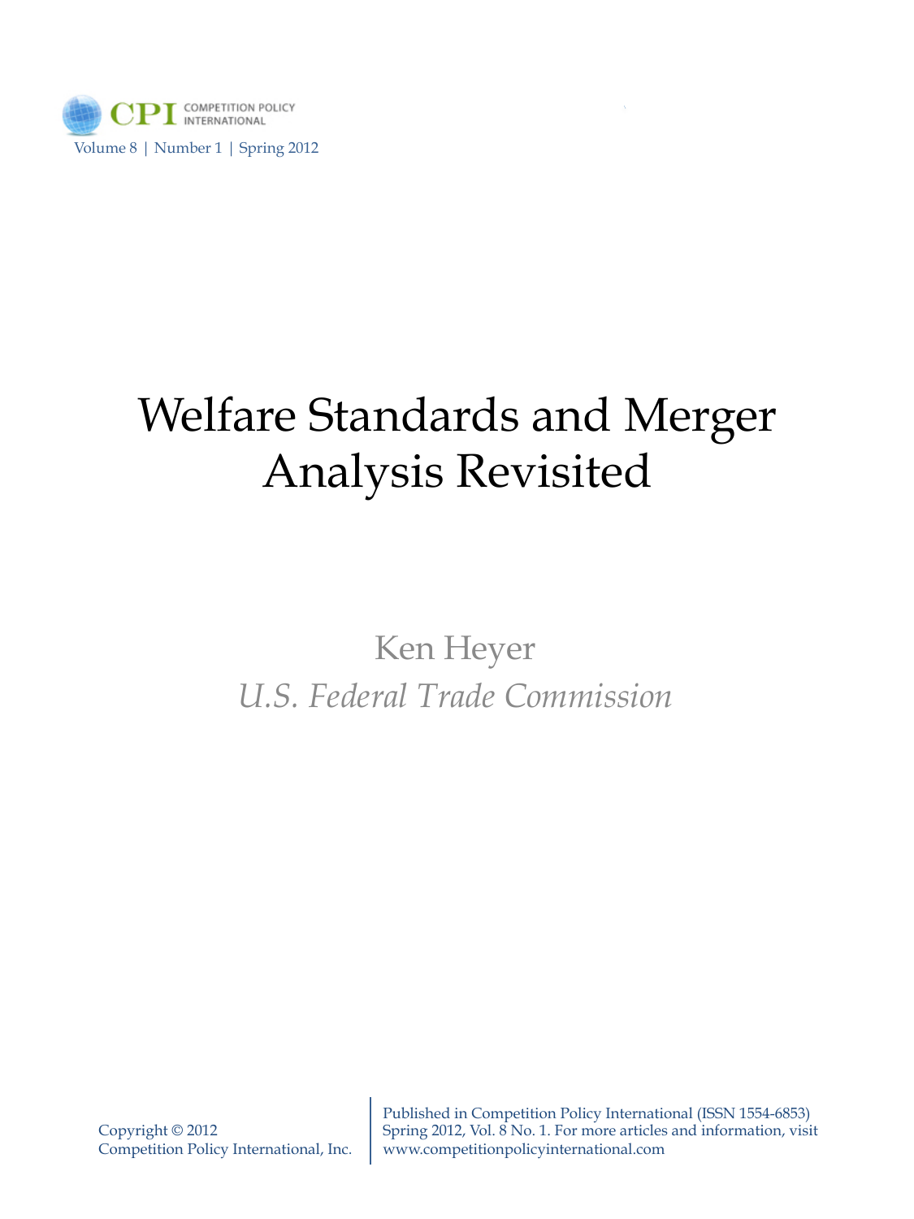COMPETITION POLICY INTERNATIONAL

Volume 8 | Number 1 | Spring 2012

# Welfare Standards and Merger Analysis Revisited

Ken Heyer

*U.S. Federal Trade Commission*

Copyright © 2012
Competition Policy International, Inc.

Published in Competition Policy International (ISSN 1554-6853)
Spring 2012, Vol. 8 No. 1. For more articles and information, visit
www.competitionpolicyinternational.com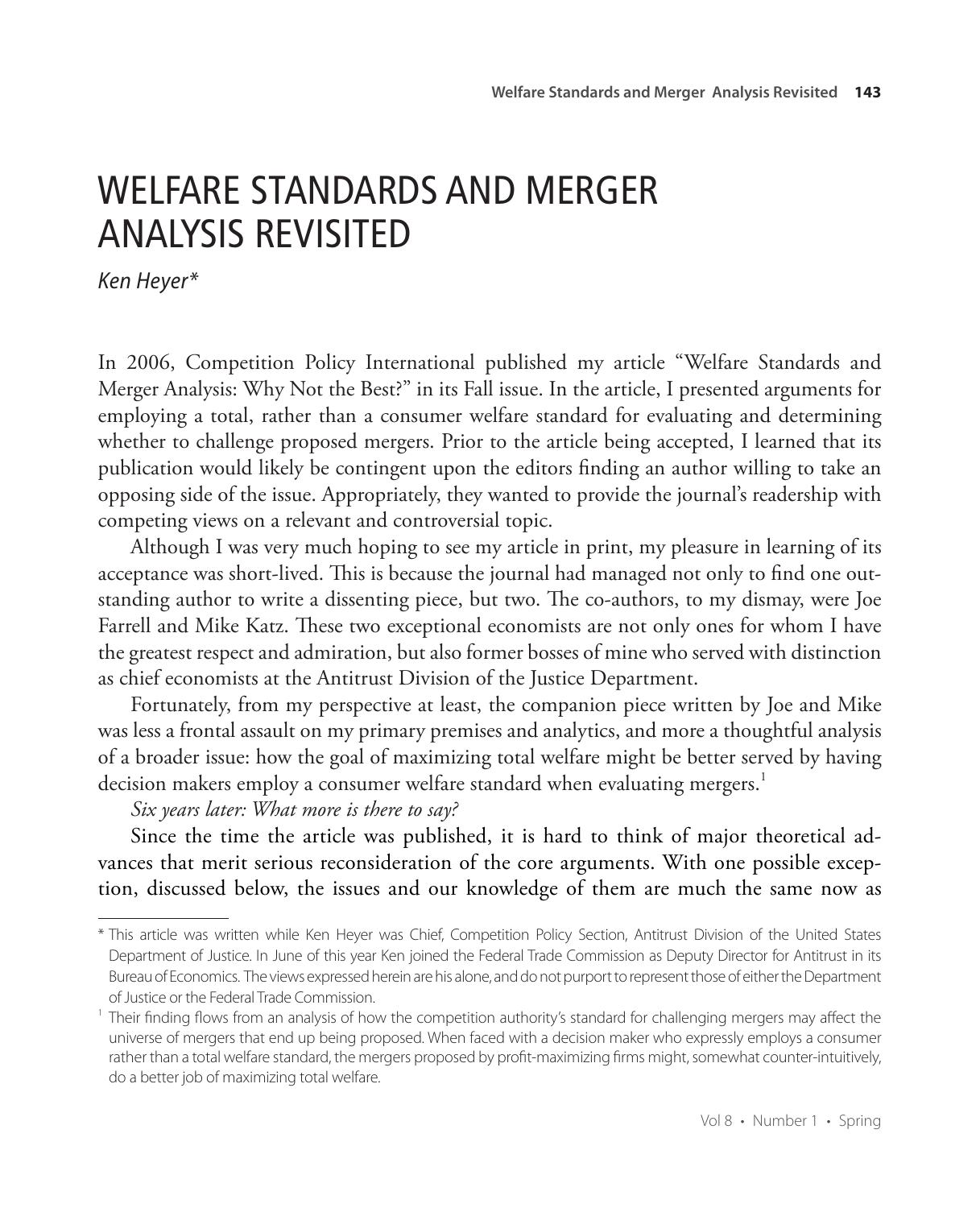# WELFARE STANDARDS AND MERGER ANALYSIS REVISITED

*Ken Heyer**

In 2006, Competition Policy International published my article "Welfare Standards and Merger Analysis: Why Not the Best?" in its Fall issue. In the article, I presented arguments for employing a total, rather than a consumer welfare standard for evaluating and determining whether to challenge proposed mergers. Prior to the article being accepted, I learned that its publication would likely be contingent upon the editors finding an author willing to take an opposing side of the issue. Appropriately, they wanted to provide the journal's readership with competing views on a relevant and controversial topic.

Although I was very much hoping to see my article in print, my pleasure in learning of its acceptance was short-lived. This is because the journal had managed not only to find one outstanding author to write a dissenting piece, but two. The co-authors, to my dismay, were Joe Farrell and Mike Katz. These two exceptional economists are not only ones for whom I have the greatest respect and admiration, but also former bosses of mine who served with distinction as chief economists at the Antitrust Division of the Justice Department.

Fortunately, from my perspective at least, the companion piece written by Joe and Mike was less a frontal assault on my primary premises and analytics, and more a thoughtful analysis of a broader issue: how the goal of maximizing total welfare might be better served by having decision makers employ a consumer welfare standard when evaluating mergers.[1]

*Six years later: What more is there to say?*

Since the time the article was published, it is hard to think of major theoretical advances that merit serious reconsideration of the core arguments. With one possible exception, discussed below, the issues and our knowledge of them are much the same now as

---

\* This article was written while Ken Heyer was Chief, Competition Policy Section, Antitrust Division of the United States Department of Justice. In June of this year Ken joined the Federal Trade Commission as Deputy Director for Antitrust in its Bureau of Economics. The views expressed herein are his alone, and do not purport to represent those of either the Department of Justice or the Federal Trade Commission.

[1] Their finding flows from an analysis of how the competition authority's standard for challenging mergers may affect the universe of mergers that end up being proposed. When faced with a decision maker who expressly employs a consumer rather than a total welfare standard, the mergers proposed by profit-maximizing firms might, somewhat counter-intuitively, do a better job of maximizing total welfare.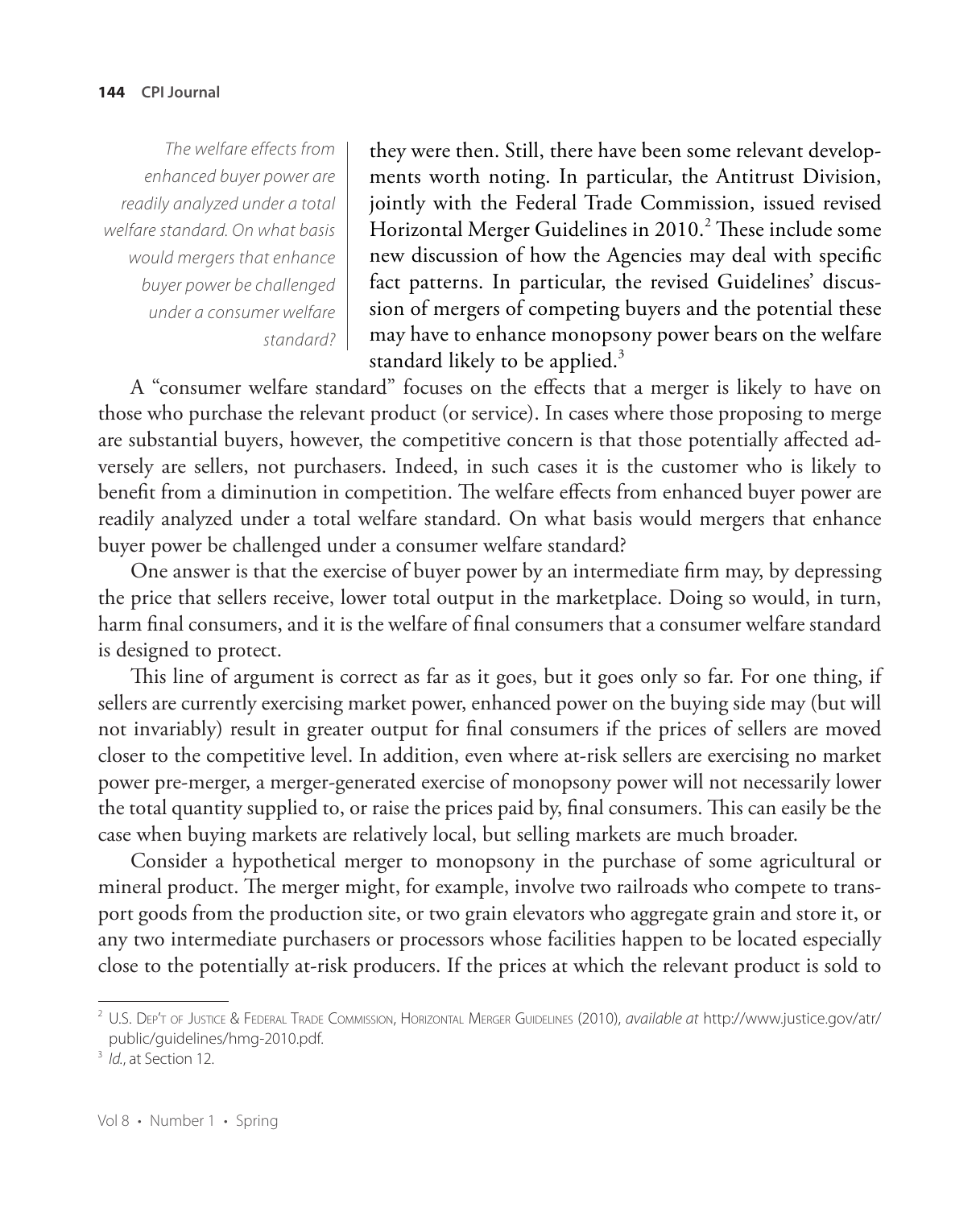> *The welfare effects from enhanced buyer power are readily analyzed under a total welfare standard. On what basis would mergers that enhance buyer power be challenged under a consumer welfare standard?*

they were then. Still, there have been some relevant developments worth noting. In particular, the Antitrust Division, jointly with the Federal Trade Commission, issued revised Horizontal Merger Guidelines in 2010.[2] These include some new discussion of how the Agencies may deal with specific fact patterns. In particular, the revised Guidelines' discussion of mergers of competing buyers and the potential these may have to enhance monopsony power bears on the welfare standard likely to be applied.[3]

A "consumer welfare standard" focuses on the effects that a merger is likely to have on those who purchase the relevant product (or service). In cases where those proposing to merge are substantial buyers, however, the competitive concern is that those potentially affected adversely are sellers, not purchasers. Indeed, in such cases it is the customer who is likely to benefit from a diminution in competition. The welfare effects from enhanced buyer power are readily analyzed under a total welfare standard. On what basis would mergers that enhance buyer power be challenged under a consumer welfare standard?

One answer is that the exercise of buyer power by an intermediate firm may, by depressing the price that sellers receive, lower total output in the marketplace. Doing so would, in turn, harm final consumers, and it is the welfare of final consumers that a consumer welfare standard is designed to protect.

This line of argument is correct as far as it goes, but it goes only so far. For one thing, if sellers are currently exercising market power, enhanced power on the buying side may (but will not invariably) result in greater output for final consumers if the prices of sellers are moved closer to the competitive level. In addition, even where at-risk sellers are exercising no market power pre-merger, a merger-generated exercise of monopsony power will not necessarily lower the total quantity supplied to, or raise the prices paid by, final consumers. This can easily be the case when buying markets are relatively local, but selling markets are much broader.

Consider a hypothetical merger to monopsony in the purchase of some agricultural or mineral product. The merger might, for example, involve two railroads who compete to transport goods from the production site, or two grain elevators who aggregate grain and store it, or any two intermediate purchasers or processors whose facilities happen to be located especially close to the potentially at-risk producers. If the prices at which the relevant product is sold to

---

[2] U.S. Dep't of Justice & Federal Trade Commission, Horizontal Merger Guidelines (2010), *available at* http://www.justice.gov/atr/public/guidelines/hmg-2010.pdf.

[3] *Id.*, at Section 12.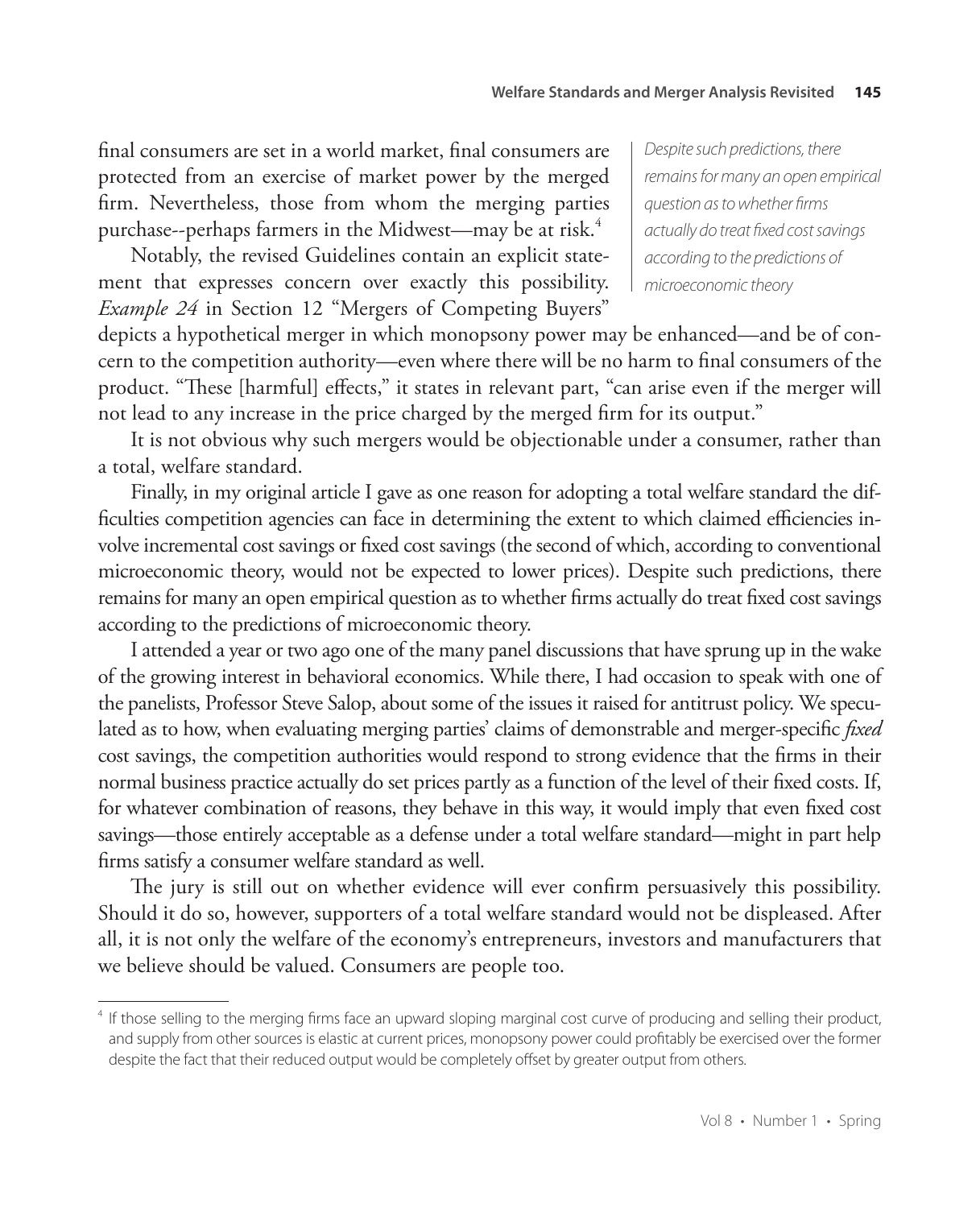final consumers are set in a world market, final consumers are protected from an exercise of market power by the merged firm. Nevertheless, those from whom the merging parties purchase--perhaps farmers in the Midwest—may be at risk.[4]

Notably, the revised Guidelines contain an explicit statement that expresses concern over exactly this possibility. *Example 24* in Section 12 "Mergers of Competing Buyers" depicts a hypothetical merger in which monopsony power may be enhanced—and be of concern to the competition authority—even where there will be no harm to final consumers of the product. "These [harmful] effects," it states in relevant part, "can arise even if the merger will not lead to any increase in the price charged by the merged firm for its output."

*Despite such predictions, there remains for many an open empirical question as to whether firms actually do treat fixed cost savings according to the predictions of microeconomic theory*

It is not obvious why such mergers would be objectionable under a consumer, rather than a total, welfare standard.

Finally, in my original article I gave as one reason for adopting a total welfare standard the difficulties competition agencies can face in determining the extent to which claimed efficiencies involve incremental cost savings or fixed cost savings (the second of which, according to conventional microeconomic theory, would not be expected to lower prices). Despite such predictions, there remains for many an open empirical question as to whether firms actually do treat fixed cost savings according to the predictions of microeconomic theory.

I attended a year or two ago one of the many panel discussions that have sprung up in the wake of the growing interest in behavioral economics. While there, I had occasion to speak with one of the panelists, Professor Steve Salop, about some of the issues it raised for antitrust policy. We speculated as to how, when evaluating merging parties' claims of demonstrable and merger-specific *fixed* cost savings, the competition authorities would respond to strong evidence that the firms in their normal business practice actually do set prices partly as a function of the level of their fixed costs. If, for whatever combination of reasons, they behave in this way, it would imply that even fixed cost savings—those entirely acceptable as a defense under a total welfare standard—might in part help firms satisfy a consumer welfare standard as well.

The jury is still out on whether evidence will ever confirm persuasively this possibility. Should it do so, however, supporters of a total welfare standard would not be displeased. After all, it is not only the welfare of the economy's entrepreneurs, investors and manufacturers that we believe should be valued. Consumers are people too.

---

[4] If those selling to the merging firms face an upward sloping marginal cost curve of producing and selling their product, and supply from other sources is elastic at current prices, monopsony power could profitably be exercised over the former despite the fact that their reduced output would be completely offset by greater output from others.